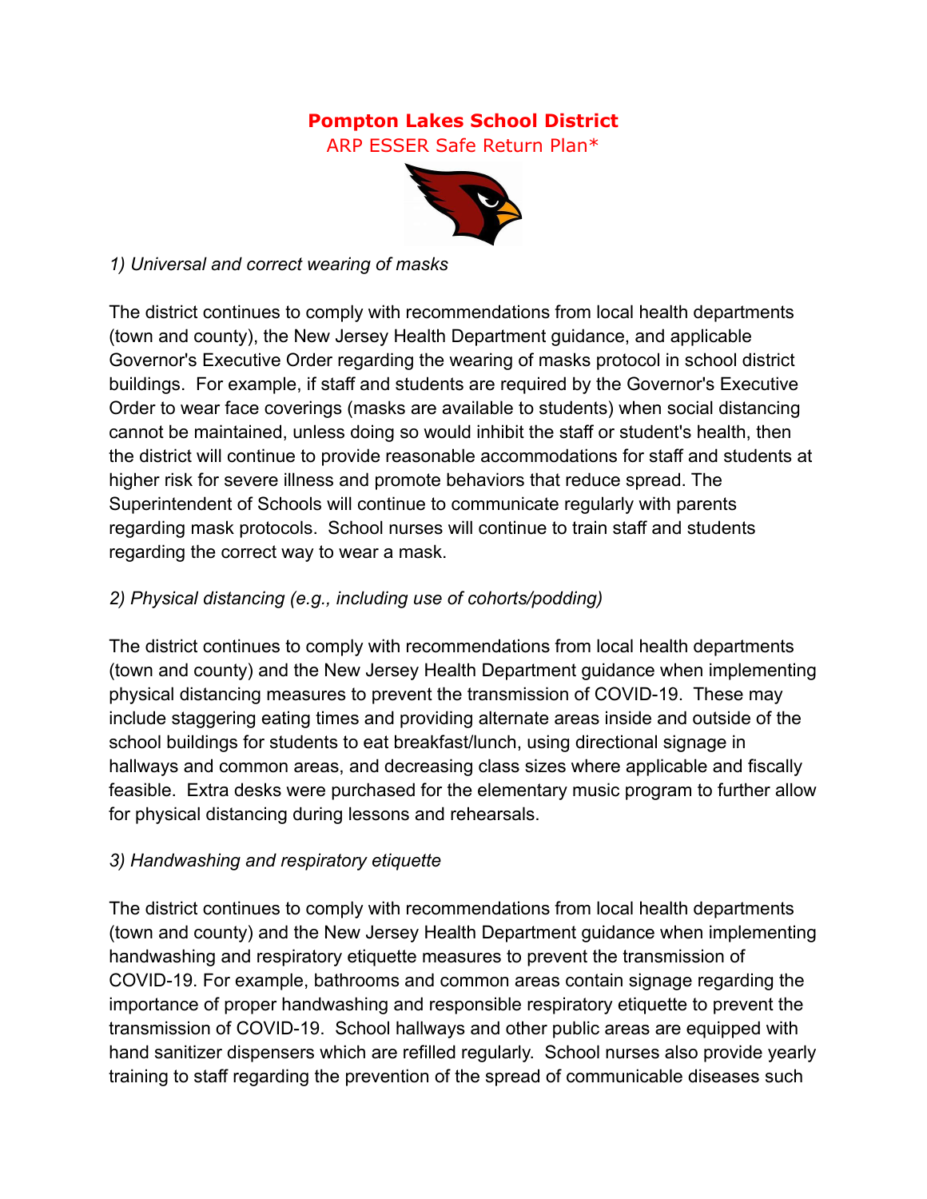# Pompton Lakes School District

ARP ESSER Safe Return Plan*

*1) Universal and correct wearing of masks*

The district continues to comply with recommendations from local health departments (town and county), the New Jersey Health Department guidance, and applicable Governor's Executive Order regarding the wearing of masks protocol in school district buildings. For example, if staff and students are required by the Governor's Executive Order to wear face coverings (masks are available to students) when social distancing cannot be maintained, unless doing so would inhibit the staff or student's health, then the district will continue to provide reasonable accommodations for staff and students at higher risk for severe illness and promote behaviors that reduce spread. The Superintendent of Schools will continue to communicate regularly with parents regarding mask protocols. School nurses will continue to train staff and students regarding the correct way to wear a mask.

*2) Physical distancing (e.g., including use of cohorts/podding)*

The district continues to comply with recommendations from local health departments (town and county) and the New Jersey Health Department guidance when implementing physical distancing measures to prevent the transmission of COVID-19. These may include staggering eating times and providing alternate areas inside and outside of the school buildings for students to eat breakfast/lunch, using directional signage in hallways and common areas, and decreasing class sizes where applicable and fiscally feasible. Extra desks were purchased for the elementary music program to further allow for physical distancing during lessons and rehearsals.

*3) Handwashing and respiratory etiquette*

The district continues to comply with recommendations from local health departments (town and county) and the New Jersey Health Department guidance when implementing handwashing and respiratory etiquette measures to prevent the transmission of COVID-19. For example, bathrooms and common areas contain signage regarding the importance of proper handwashing and responsible respiratory etiquette to prevent the transmission of COVID-19. School hallways and other public areas are equipped with hand sanitizer dispensers which are refilled regularly. School nurses also provide yearly training to staff regarding the prevention of the spread of communicable diseases such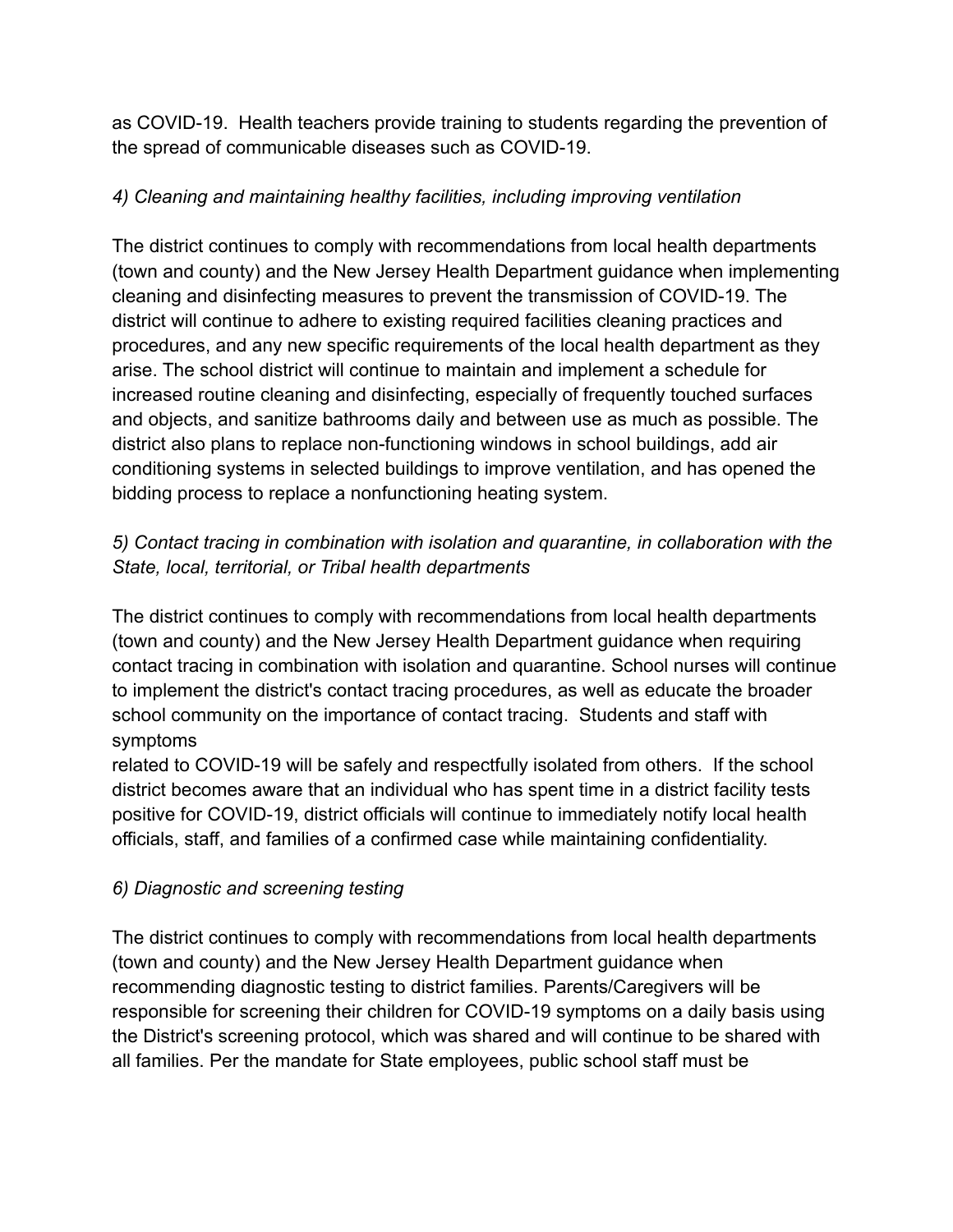as COVID-19. Health teachers provide training to students regarding the prevention of the spread of communicable diseases such as COVID-19.

*4) Cleaning and maintaining healthy facilities, including improving ventilation*

The district continues to comply with recommendations from local health departments (town and county) and the New Jersey Health Department guidance when implementing cleaning and disinfecting measures to prevent the transmission of COVID-19. The district will continue to adhere to existing required facilities cleaning practices and procedures, and any new specific requirements of the local health department as they arise. The school district will continue to maintain and implement a schedule for increased routine cleaning and disinfecting, especially of frequently touched surfaces and objects, and sanitize bathrooms daily and between use as much as possible. The district also plans to replace non-functioning windows in school buildings, add air conditioning systems in selected buildings to improve ventilation, and has opened the bidding process to replace a nonfunctioning heating system.

*5) Contact tracing in combination with isolation and quarantine, in collaboration with the State, local, territorial, or Tribal health departments*

The district continues to comply with recommendations from local health departments (town and county) and the New Jersey Health Department guidance when requiring contact tracing in combination with isolation and quarantine. School nurses will continue to implement the district's contact tracing procedures, as well as educate the broader school community on the importance of contact tracing. Students and staff with symptoms related to COVID-19 will be safely and respectfully isolated from others. If the school district becomes aware that an individual who has spent time in a district facility tests positive for COVID-19, district officials will continue to immediately notify local health officials, staff, and families of a confirmed case while maintaining confidentiality.

*6) Diagnostic and screening testing*

The district continues to comply with recommendations from local health departments (town and county) and the New Jersey Health Department guidance when recommending diagnostic testing to district families. Parents/Caregivers will be responsible for screening their children for COVID-19 symptoms on a daily basis using the District's screening protocol, which was shared and will continue to be shared with all families. Per the mandate for State employees, public school staff must be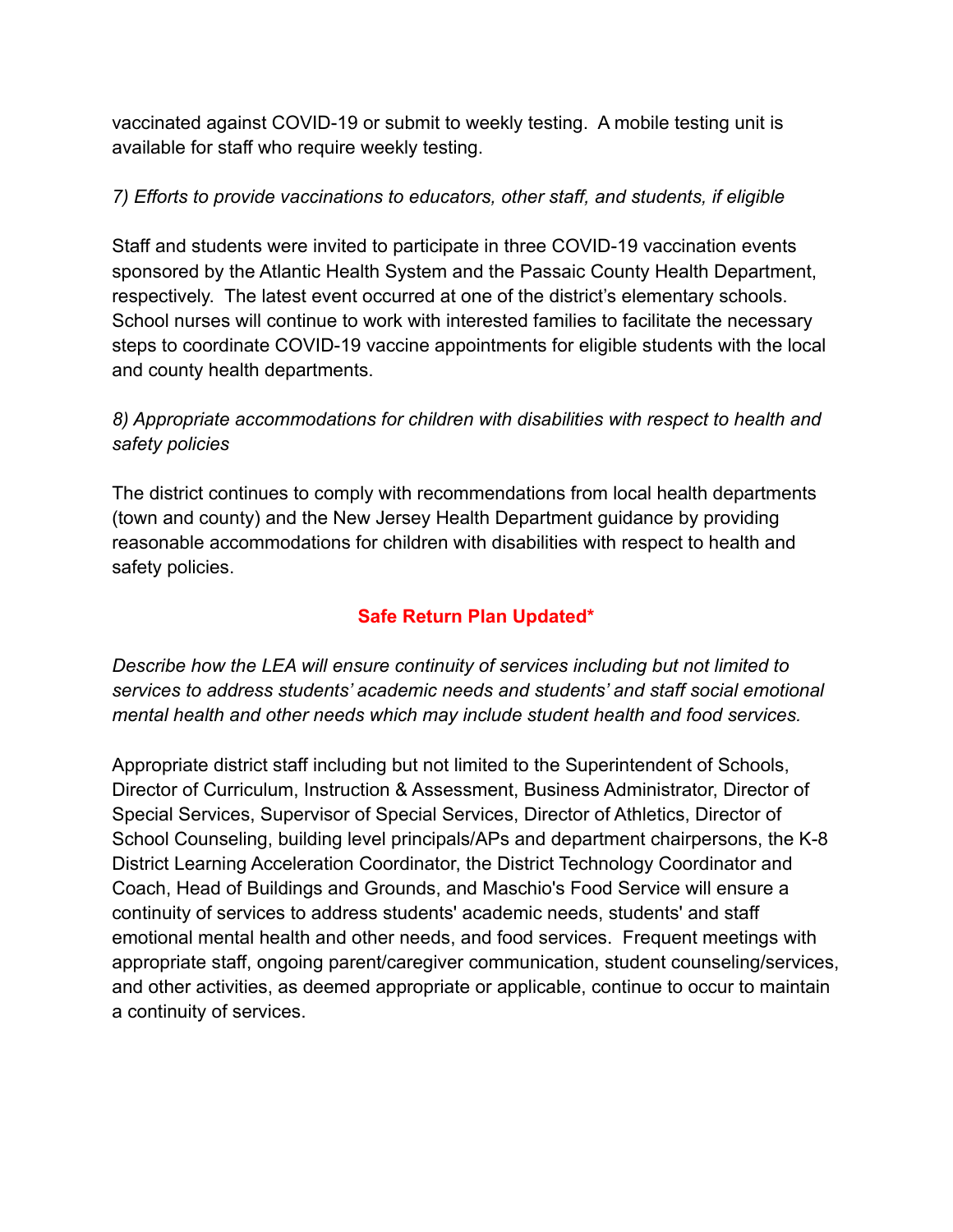vaccinated against COVID-19 or submit to weekly testing. A mobile testing unit is available for staff who require weekly testing.

*7) Efforts to provide vaccinations to educators, other staff, and students, if eligible*

Staff and students were invited to participate in three COVID-19 vaccination events sponsored by the Atlantic Health System and the Passaic County Health Department, respectively. The latest event occurred at one of the district's elementary schools. School nurses will continue to work with interested families to facilitate the necessary steps to coordinate COVID-19 vaccine appointments for eligible students with the local and county health departments.

*8) Appropriate accommodations for children with disabilities with respect to health and safety policies*

The district continues to comply with recommendations from local health departments (town and county) and the New Jersey Health Department guidance by providing reasonable accommodations for children with disabilities with respect to health and safety policies.

## **Safe Return Plan Updated***

*Describe how the LEA will ensure continuity of services including but not limited to services to address students' academic needs and students' and staff social emotional mental health and other needs which may include student health and food services.*

Appropriate district staff including but not limited to the Superintendent of Schools, Director of Curriculum, Instruction & Assessment, Business Administrator, Director of Special Services, Supervisor of Special Services, Director of Athletics, Director of School Counseling, building level principals/APs and department chairpersons, the K-8 District Learning Acceleration Coordinator, the District Technology Coordinator and Coach, Head of Buildings and Grounds, and Maschio's Food Service will ensure a continuity of services to address students' academic needs, students' and staff emotional mental health and other needs, and food services. Frequent meetings with appropriate staff, ongoing parent/caregiver communication, student counseling/services, and other activities, as deemed appropriate or applicable, continue to occur to maintain a continuity of services.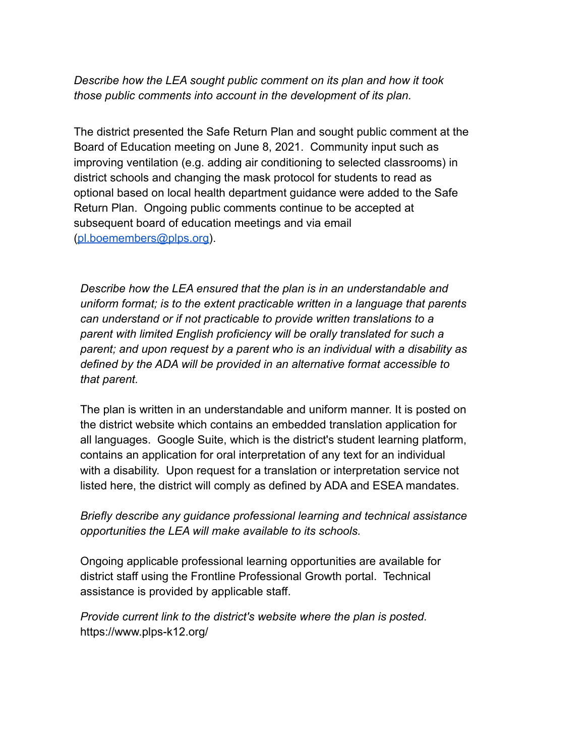*Describe how the LEA sought public comment on its plan and how it took those public comments into account in the development of its plan.*

The district presented the Safe Return Plan and sought public comment at the Board of Education meeting on June 8, 2021. Community input such as improving ventilation (e.g. adding air conditioning to selected classrooms) in district schools and changing the mask protocol for students to read as optional based on local health department guidance were added to the Safe Return Plan. Ongoing public comments continue to be accepted at subsequent board of education meetings and via email (pl.boemembers@plps.org).

*Describe how the LEA ensured that the plan is in an understandable and uniform format; is to the extent practicable written in a language that parents can understand or if not practicable to provide written translations to a parent with limited English proficiency will be orally translated for such a parent; and upon request by a parent who is an individual with a disability as defined by the ADA will be provided in an alternative format accessible to that parent.*

The plan is written in an understandable and uniform manner. It is posted on the district website which contains an embedded translation application for all languages. Google Suite, which is the district's student learning platform, contains an application for oral interpretation of any text for an individual with a disability. Upon request for a translation or interpretation service not listed here, the district will comply as defined by ADA and ESEA mandates.

*Briefly describe any guidance professional learning and technical assistance opportunities the LEA will make available to its schools.*

Ongoing applicable professional learning opportunities are available for district staff using the Frontline Professional Growth portal. Technical assistance is provided by applicable staff.

*Provide current link to the district's website where the plan is posted.*
https://www.plps-k12.org/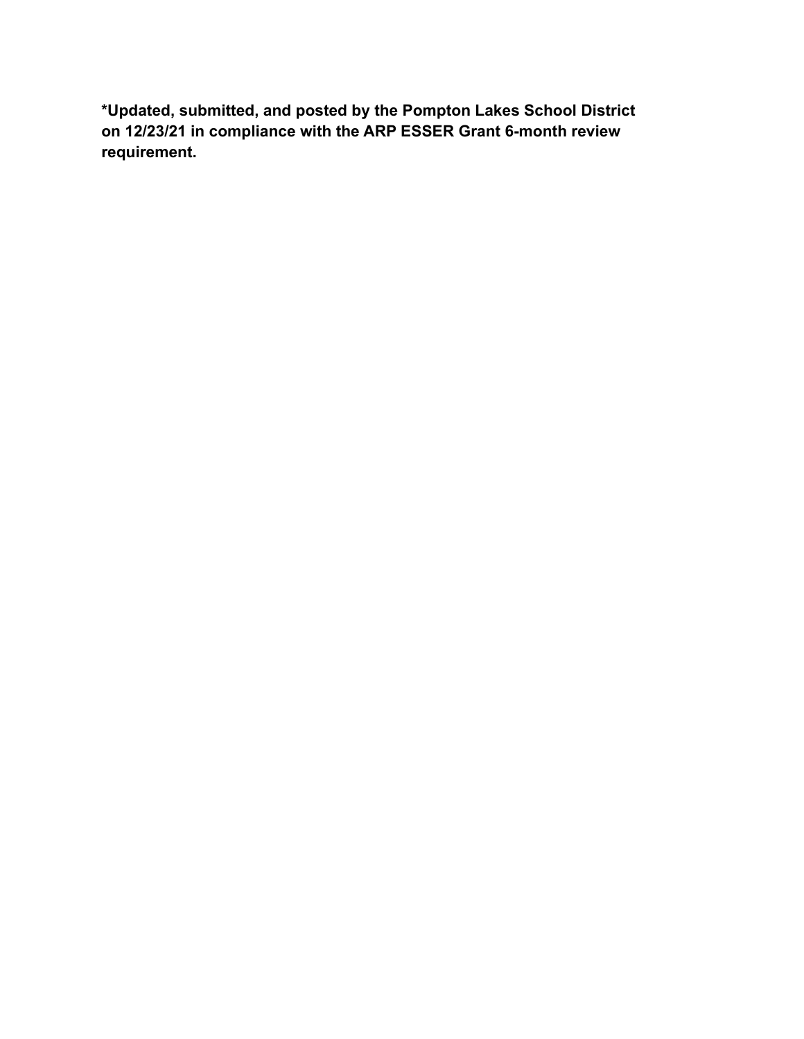**\*Updated, submitted, and posted by the Pompton Lakes School District on 12/23/21 in compliance with the ARP ESSER Grant 6-month review requirement.**